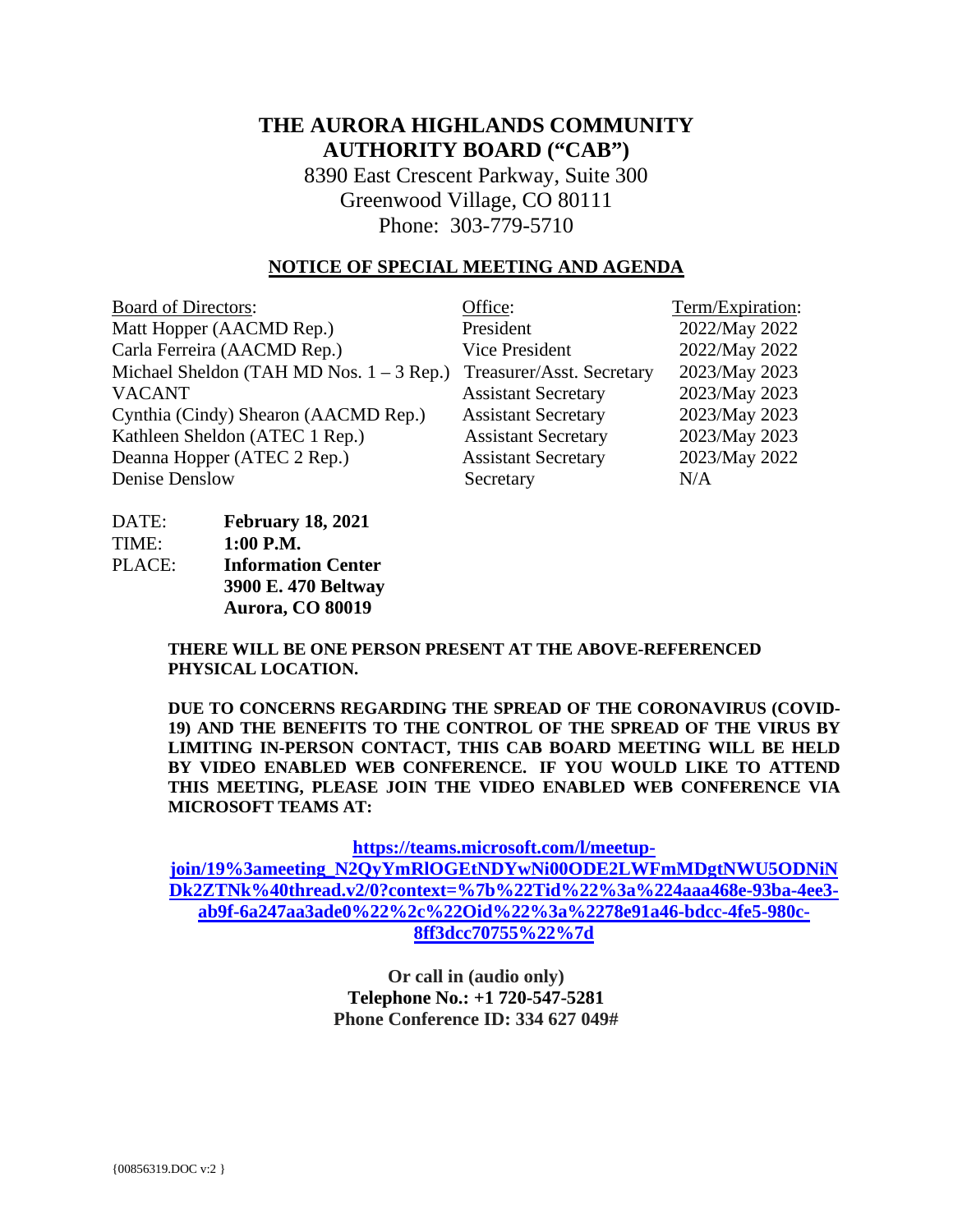# THE AURORA HIGHLANDS COMMUNITY AUTHORITY BOARD ("CAB")

8390 East Crescent Parkway, Suite 300
Greenwood Village, CO 80111
Phone: 303-779-5710

## NOTICE OF SPECIAL MEETING AND AGENDA

| Board of Directors: | Office: | Term/Expiration: |
|---|---|---|
| Matt Hopper (AACMD Rep.) | President | 2022/May 2022 |
| Carla Ferreira (AACMD Rep.) | Vice President | 2022/May 2022 |
| Michael Sheldon (TAH MD Nos. 1 – 3 Rep.) | Treasurer/Asst. Secretary | 2023/May 2023 |
| VACANT | Assistant Secretary | 2023/May 2023 |
| Cynthia (Cindy) Shearon (AACMD Rep.) | Assistant Secretary | 2023/May 2023 |
| Kathleen Sheldon (ATEC 1 Rep.) | Assistant Secretary | 2023/May 2023 |
| Deanna Hopper (ATEC 2 Rep.) | Assistant Secretary | 2023/May 2022 |
| Denise Denslow | Secretary | N/A |

DATE: **February 18, 2021**
TIME: **1:00 P.M.**
PLACE: **Information Center**
**3900 E. 470 Beltway**
**Aurora, CO 80019**

**THERE WILL BE ONE PERSON PRESENT AT THE ABOVE-REFERENCED PHYSICAL LOCATION.**

**DUE TO CONCERNS REGARDING THE SPREAD OF THE CORONAVIRUS (COVID-19) AND THE BENEFITS TO THE CONTROL OF THE SPREAD OF THE VIRUS BY LIMITING IN-PERSON CONTACT, THIS CAB BOARD MEETING WILL BE HELD BY VIDEO ENABLED WEB CONFERENCE. IF YOU WOULD LIKE TO ATTEND THIS MEETING, PLEASE JOIN THE VIDEO ENABLED WEB CONFERENCE VIA MICROSOFT TEAMS AT:**

**https://teams.microsoft.com/l/meetup-join/19%3ameeting_N2QyYmRlOGEtNDYwNi00ODE2LWFmMDgtNWU5ODNiNDk2ZTNk%40thread.v2/0?context=%7b%22Tid%22%3a%224aaa468e-93ba-4ee3-ab9f-6a247aa3ade0%22%2c%22Oid%22%3a%2278e91a46-bdcc-4fe5-980c-8ff3dcc70755%22%7d**

**Or call in (audio only)**
**Telephone No.: +1 720-547-5281**
**Phone Conference ID: 334 627 049#**

{00856319.DOC v:2 }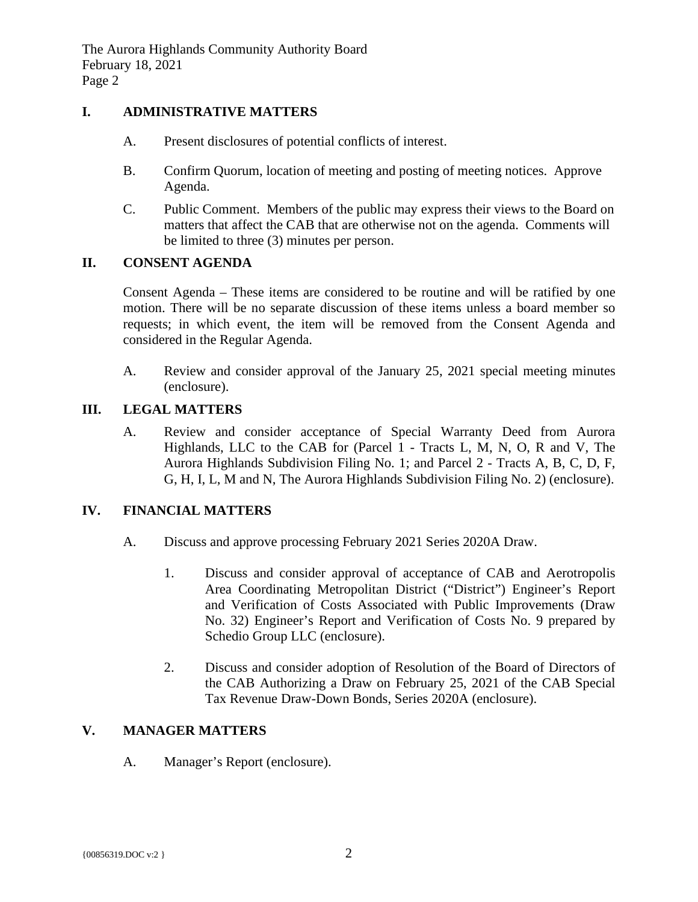## I. ADMINISTRATIVE MATTERS

A. Present disclosures of potential conflicts of interest.

B. Confirm Quorum, location of meeting and posting of meeting notices. Approve Agenda.

C. Public Comment. Members of the public may express their views to the Board on matters that affect the CAB that are otherwise not on the agenda. Comments will be limited to three (3) minutes per person.

## II. CONSENT AGENDA

Consent Agenda – These items are considered to be routine and will be ratified by one motion. There will be no separate discussion of these items unless a board member so requests; in which event, the item will be removed from the Consent Agenda and considered in the Regular Agenda.

A. Review and consider approval of the January 25, 2021 special meeting minutes (enclosure).

## III. LEGAL MATTERS

A. Review and consider acceptance of Special Warranty Deed from Aurora Highlands, LLC to the CAB for (Parcel 1 - Tracts L, M, N, O, R and V, The Aurora Highlands Subdivision Filing No. 1; and Parcel 2 - Tracts A, B, C, D, F, G, H, I, L, M and N, The Aurora Highlands Subdivision Filing No. 2) (enclosure).

## IV. FINANCIAL MATTERS

A. Discuss and approve processing February 2021 Series 2020A Draw.

1. Discuss and consider approval of acceptance of CAB and Aerotropolis Area Coordinating Metropolitan District ("District") Engineer's Report and Verification of Costs Associated with Public Improvements (Draw No. 32) Engineer's Report and Verification of Costs No. 9 prepared by Schedio Group LLC (enclosure).

2. Discuss and consider adoption of Resolution of the Board of Directors of the CAB Authorizing a Draw on February 25, 2021 of the CAB Special Tax Revenue Draw-Down Bonds, Series 2020A (enclosure).

## V. MANAGER MATTERS

A. Manager's Report (enclosure).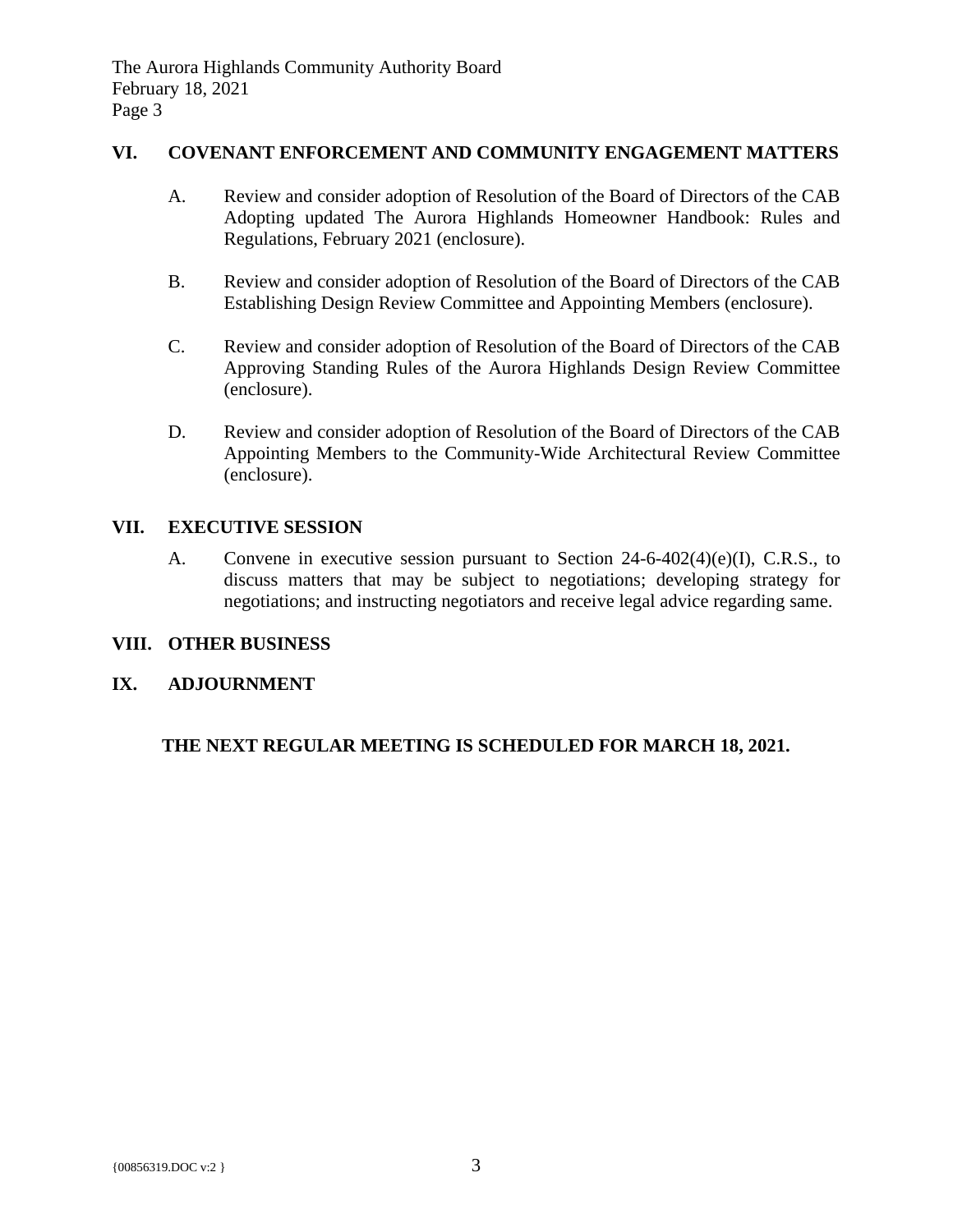## VI. COVENANT ENFORCEMENT AND COMMUNITY ENGAGEMENT MATTERS

A. Review and consider adoption of Resolution of the Board of Directors of the CAB Adopting updated The Aurora Highlands Homeowner Handbook: Rules and Regulations, February 2021 (enclosure).

B. Review and consider adoption of Resolution of the Board of Directors of the CAB Establishing Design Review Committee and Appointing Members (enclosure).

C. Review and consider adoption of Resolution of the Board of Directors of the CAB Approving Standing Rules of the Aurora Highlands Design Review Committee (enclosure).

D. Review and consider adoption of Resolution of the Board of Directors of the CAB Appointing Members to the Community-Wide Architectural Review Committee (enclosure).

## VII. EXECUTIVE SESSION

A. Convene in executive session pursuant to Section 24-6-402(4)(e)(I), C.R.S., to discuss matters that may be subject to negotiations; developing strategy for negotiations; and instructing negotiators and receive legal advice regarding same.

## VIII. OTHER BUSINESS

## IX. ADJOURNMENT

**THE NEXT REGULAR MEETING IS SCHEDULED FOR MARCH 18, 2021.**